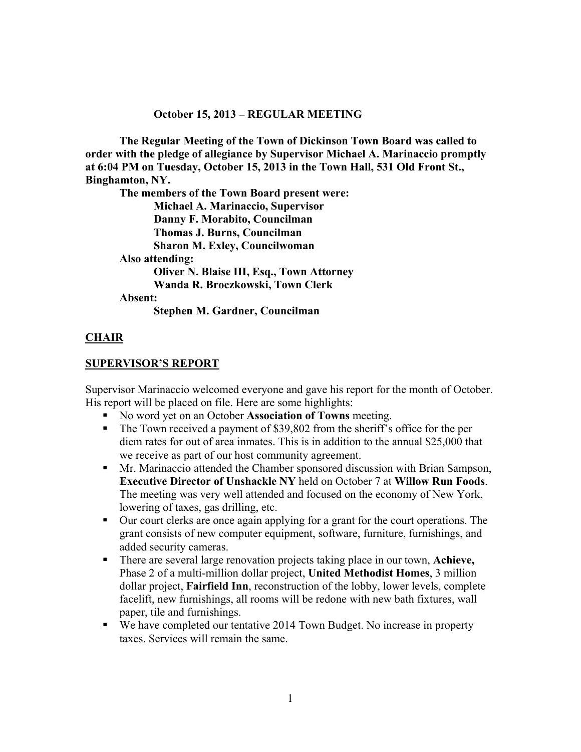**October 15, 2013 – REGULAR MEETING**

**The Regular Meeting of the Town of Dickinson Town Board was called to order with the pledge of allegiance by Supervisor Michael A. Marinaccio promptly at 6:04 PM on Tuesday, October 15, 2013 in the Town Hall, 531 Old Front St., Binghamton, NY.**

**The members of the Town Board present were:**

**Michael A. Marinaccio, Supervisor**
**Danny F. Morabito, Councilman**
**Thomas J. Burns, Councilman**
**Sharon M. Exley, Councilwoman**

**Also attending:**

**Oliver N. Blaise III, Esq., Town Attorney**
**Wanda R. Broczkowski, Town Clerk**

**Absent:**

**Stephen M. Gardner, Councilman**

## CHAIR

## SUPERVISOR'S REPORT

Supervisor Marinaccio welcomed everyone and gave his report for the month of October. His report will be placed on file. Here are some highlights:

- No word yet on an October **Association of Towns** meeting.
- The Town received a payment of $39,802 from the sheriff's office for the per diem rates for out of area inmates. This is in addition to the annual $25,000 that we receive as part of our host community agreement.
- Mr. Marinaccio attended the Chamber sponsored discussion with Brian Sampson, **Executive Director of Unshackle NY** held on October 7 at **Willow Run Foods**. The meeting was very well attended and focused on the economy of New York, lowering of taxes, gas drilling, etc.
- Our court clerks are once again applying for a grant for the court operations. The grant consists of new computer equipment, software, furniture, furnishings, and added security cameras.
- There are several large renovation projects taking place in our town, **Achieve,** Phase 2 of a multi-million dollar project, **United Methodist Homes**, 3 million dollar project, **Fairfield Inn**, reconstruction of the lobby, lower levels, complete facelift, new furnishings, all rooms will be redone with new bath fixtures, wall paper, tile and furnishings.
- We have completed our tentative 2014 Town Budget. No increase in property taxes. Services will remain the same.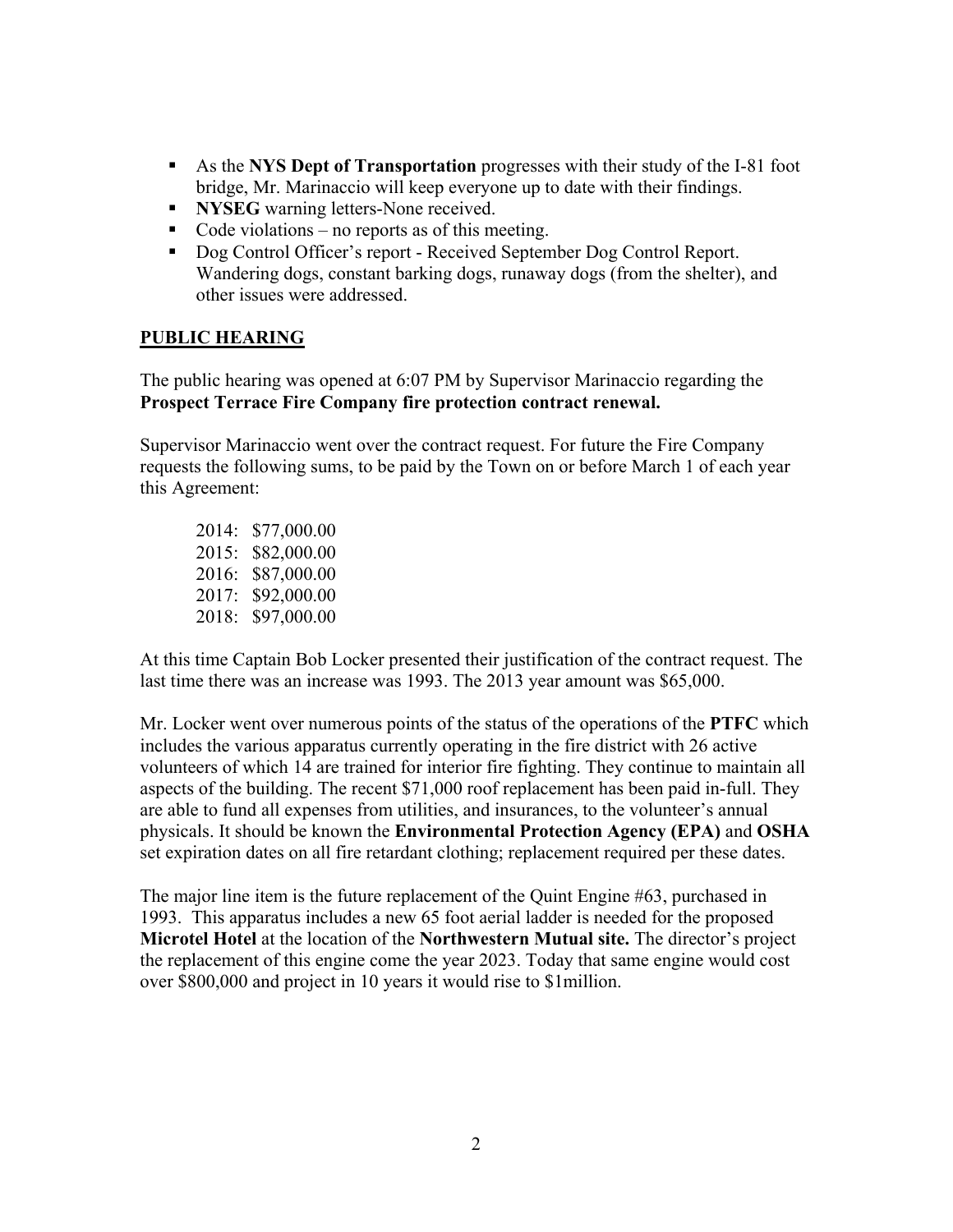- As the **NYS Dept of Transportation** progresses with their study of the I-81 foot bridge, Mr. Marinaccio will keep everyone up to date with their findings.
- **NYSEG** warning letters-None received.
- Code violations – no reports as of this meeting.
- Dog Control Officer's report - Received September Dog Control Report. Wandering dogs, constant barking dogs, runaway dogs (from the shelter), and other issues were addressed.

**PUBLIC HEARING**

The public hearing was opened at 6:07 PM by Supervisor Marinaccio regarding the **Prospect Terrace Fire Company fire protection contract renewal.**

Supervisor Marinaccio went over the contract request. For future the Fire Company requests the following sums, to be paid by the Town on or before March 1 of each year this Agreement:

2014: $77,000.00
2015: $82,000.00
2016: $87,000.00
2017: $92,000.00
2018: $97,000.00

At this time Captain Bob Locker presented their justification of the contract request. The last time there was an increase was 1993. The 2013 year amount was $65,000.

Mr. Locker went over numerous points of the status of the operations of the **PTFC** which includes the various apparatus currently operating in the fire district with 26 active volunteers of which 14 are trained for interior fire fighting. They continue to maintain all aspects of the building. The recent $71,000 roof replacement has been paid in-full. They are able to fund all expenses from utilities, and insurances, to the volunteer's annual physicals. It should be known the **Environmental Protection Agency (EPA)** and **OSHA** set expiration dates on all fire retardant clothing; replacement required per these dates.

The major line item is the future replacement of the Quint Engine #63, purchased in 1993. This apparatus includes a new 65 foot aerial ladder is needed for the proposed **Microtel Hotel** at the location of the **Northwestern Mutual site.** The director's project the replacement of this engine come the year 2023. Today that same engine would cost over $800,000 and project in 10 years it would rise to $1million.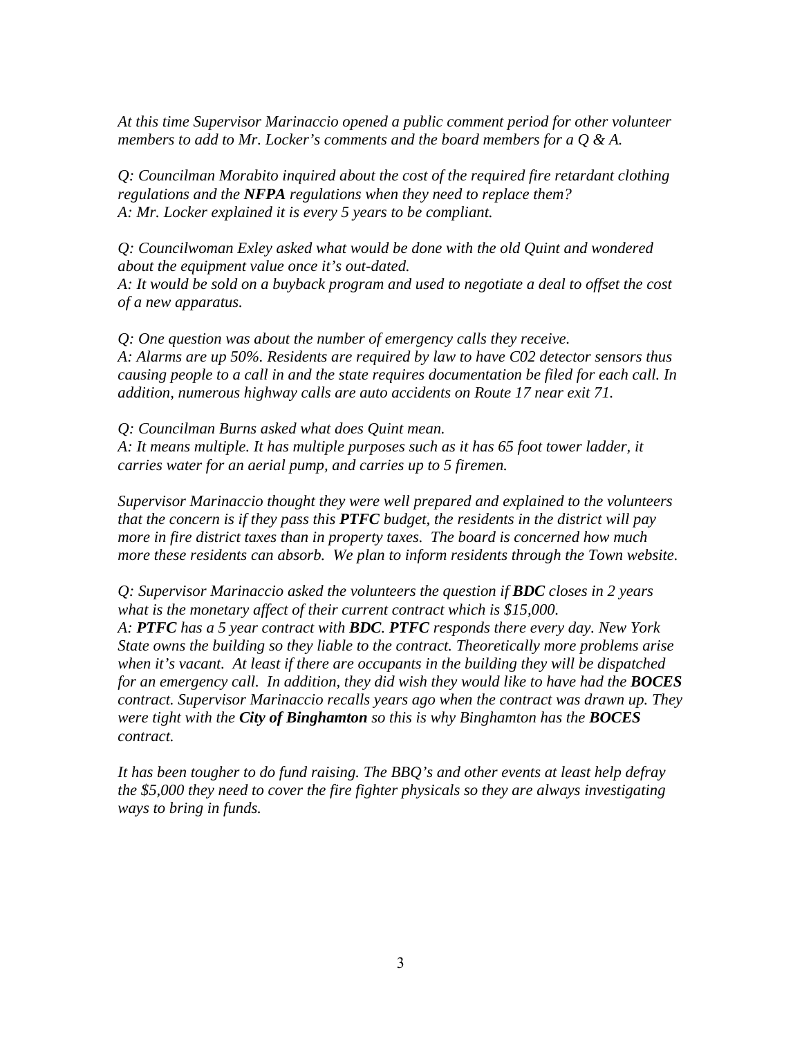*At this time Supervisor Marinaccio opened a public comment period for other volunteer members to add to Mr. Locker's comments and the board members for a Q & A.*

*Q: Councilman Morabito inquired about the cost of the required fire retardant clothing regulations and the **NFPA** regulations when they need to replace them?*
*A: Mr. Locker explained it is every 5 years to be compliant.*

*Q: Councilwoman Exley asked what would be done with the old Quint and wondered about the equipment value once it's out-dated.*
*A: It would be sold on a buyback program and used to negotiate a deal to offset the cost of a new apparatus.*

*Q: One question was about the number of emergency calls they receive.*
*A: Alarms are up 50%. Residents are required by law to have C02 detector sensors thus causing people to a call in and the state requires documentation be filed for each call. In addition, numerous highway calls are auto accidents on Route 17 near exit 71.*

*Q: Councilman Burns asked what does Quint mean.*
*A: It means multiple. It has multiple purposes such as it has 65 foot tower ladder, it carries water for an aerial pump, and carries up to 5 firemen.*

*Supervisor Marinaccio thought they were well prepared and explained to the volunteers that the concern is if they pass this **PTFC** budget, the residents in the district will pay more in fire district taxes than in property taxes. The board is concerned how much more these residents can absorb. We plan to inform residents through the Town website.*

*Q: Supervisor Marinaccio asked the volunteers the question if **BDC** closes in 2 years what is the monetary affect of their current contract which is $15,000.*
*A: **PTFC** has a 5 year contract with **BDC**. **PTFC** responds there every day. New York State owns the building so they liable to the contract. Theoretically more problems arise when it's vacant. At least if there are occupants in the building they will be dispatched for an emergency call. In addition, they did wish they would like to have had the **BOCES** contract. Supervisor Marinaccio recalls years ago when the contract was drawn up. They were tight with the **City of Binghamton** so this is why Binghamton has the **BOCES** contract.*

*It has been tougher to do fund raising. The BBQ's and other events at least help defray the $5,000 they need to cover the fire fighter physicals so they are always investigating ways to bring in funds.*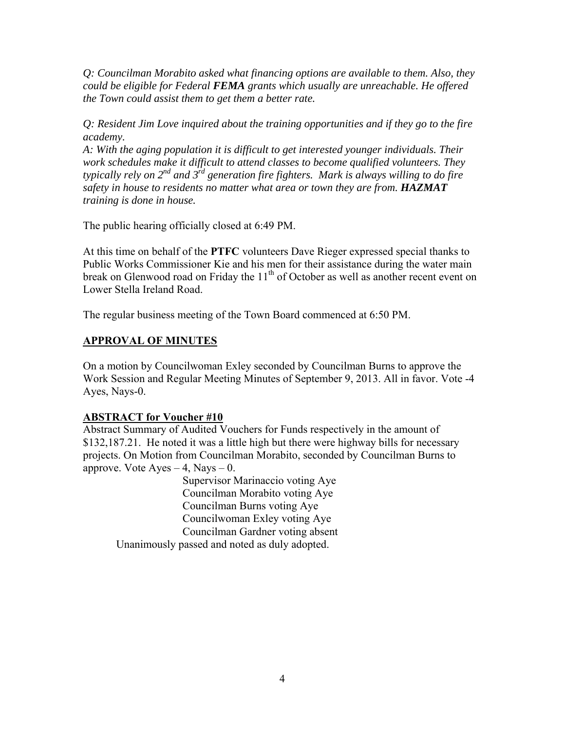*Q: Councilman Morabito asked what financing options are available to them. Also, they could be eligible for Federal **FEMA** grants which usually are unreachable. He offered the Town could assist them to get them a better rate.*

*Q: Resident Jim Love inquired about the training opportunities and if they go to the fire academy.*
*A: With the aging population it is difficult to get interested younger individuals. Their work schedules make it difficult to attend classes to become qualified volunteers. They typically rely on 2nd and 3rd generation fire fighters. Mark is always willing to do fire safety in house to residents no matter what area or town they are from. **HAZMAT** training is done in house.*

The public hearing officially closed at 6:49 PM.

At this time on behalf of the **PTFC** volunteers Dave Rieger expressed special thanks to Public Works Commissioner Kie and his men for their assistance during the water main break on Glenwood road on Friday the 11th of October as well as another recent event on Lower Stella Ireland Road.

The regular business meeting of the Town Board commenced at 6:50 PM.

## APPROVAL OF MINUTES

On a motion by Councilwoman Exley seconded by Councilman Burns to approve the Work Session and Regular Meeting Minutes of September 9, 2013. All in favor. Vote -4 Ayes, Nays-0.

## ABSTRACT for Voucher #10

Abstract Summary of Audited Vouchers for Funds respectively in the amount of $132,187.21. He noted it was a little high but there were highway bills for necessary projects. On Motion from Councilman Morabito, seconded by Councilman Burns to approve. Vote Ayes – 4, Nays – 0.

Supervisor Marinaccio voting Aye
Councilman Morabito voting Aye
Councilman Burns voting Aye
Councilwoman Exley voting Aye
Councilman Gardner voting absent

Unanimously passed and noted as duly adopted.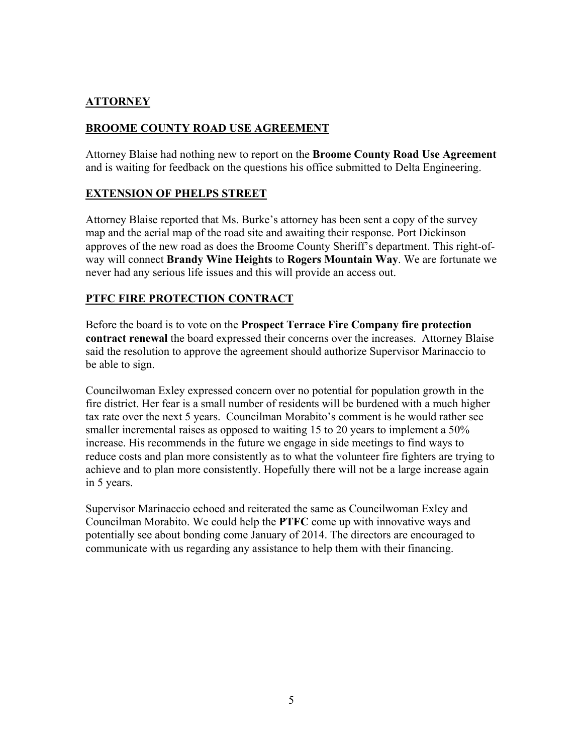## **ATTORNEY**

## **BROOME COUNTY ROAD USE AGREEMENT**

Attorney Blaise had nothing new to report on the **Broome County Road Use Agreement** and is waiting for feedback on the questions his office submitted to Delta Engineering.

## **EXTENSION OF PHELPS STREET**

Attorney Blaise reported that Ms. Burke's attorney has been sent a copy of the survey map and the aerial map of the road site and awaiting their response. Port Dickinson approves of the new road as does the Broome County Sheriff's department. This right-of-way will connect **Brandy Wine Heights** to **Rogers Mountain Way**. We are fortunate we never had any serious life issues and this will provide an access out.

## **PTFC FIRE PROTECTION CONTRACT**

Before the board is to vote on the **Prospect Terrace Fire Company fire protection contract renewal** the board expressed their concerns over the increases. Attorney Blaise said the resolution to approve the agreement should authorize Supervisor Marinaccio to be able to sign.

Councilwoman Exley expressed concern over no potential for population growth in the fire district. Her fear is a small number of residents will be burdened with a much higher tax rate over the next 5 years. Councilman Morabito's comment is he would rather see smaller incremental raises as opposed to waiting 15 to 20 years to implement a 50% increase. His recommends in the future we engage in side meetings to find ways to reduce costs and plan more consistently as to what the volunteer fire fighters are trying to achieve and to plan more consistently. Hopefully there will not be a large increase again in 5 years.

Supervisor Marinaccio echoed and reiterated the same as Councilwoman Exley and Councilman Morabito. We could help the **PTFC** come up with innovative ways and potentially see about bonding come January of 2014. The directors are encouraged to communicate with us regarding any assistance to help them with their financing.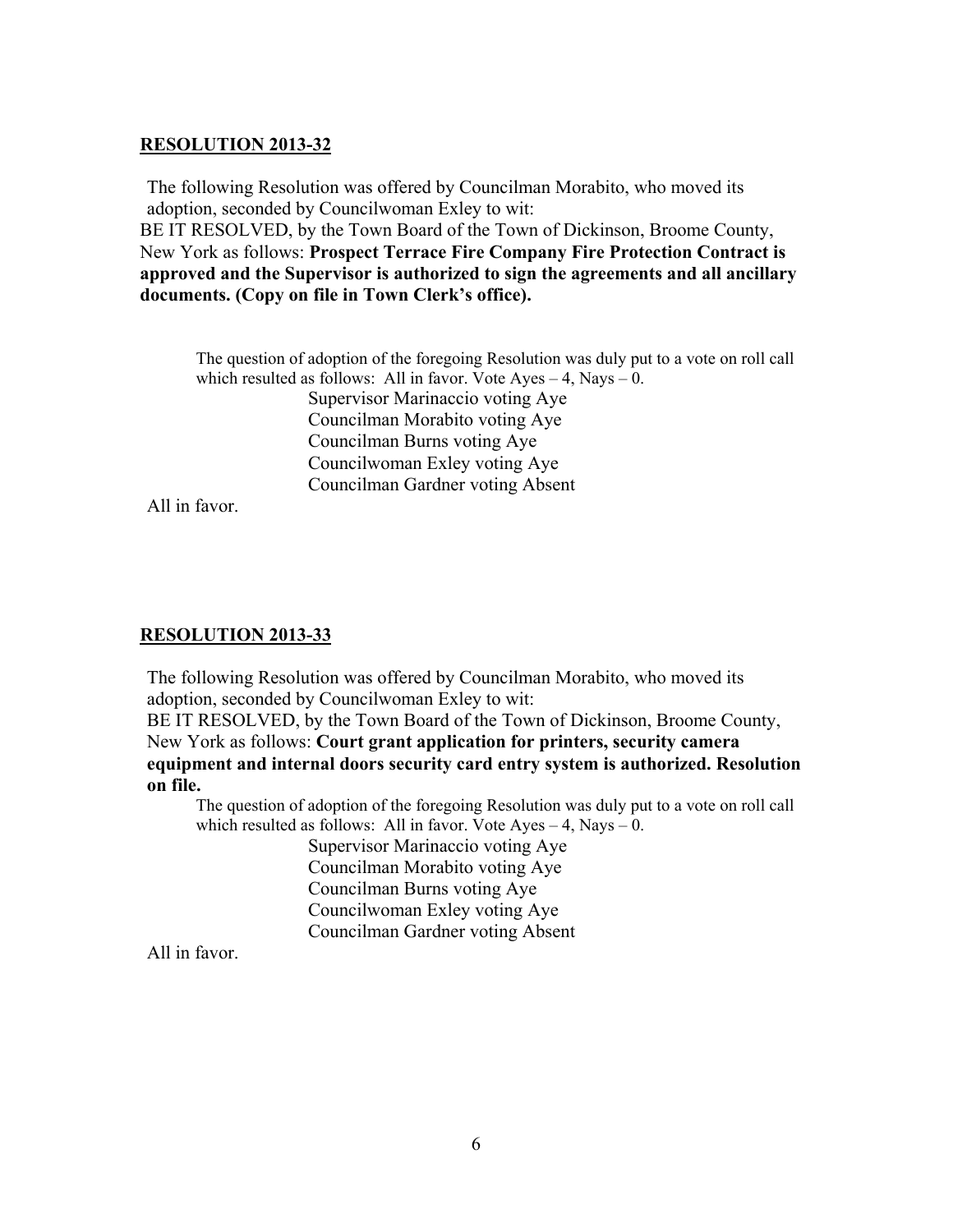**RESOLUTION 2013-32**

The following Resolution was offered by Councilman Morabito, who moved its adoption, seconded by Councilwoman Exley to wit:
BE IT RESOLVED, by the Town Board of the Town of Dickinson, Broome County, New York as follows: **Prospect Terrace Fire Company Fire Protection Contract is approved and the Supervisor is authorized to sign the agreements and all ancillary documents. (Copy on file in Town Clerk's office).**

The question of adoption of the foregoing Resolution was duly put to a vote on roll call which resulted as follows: All in favor. Vote Ayes – 4, Nays – 0.

Supervisor Marinaccio voting Aye
Councilman Morabito voting Aye
Councilman Burns voting Aye
Councilwoman Exley voting Aye
Councilman Gardner voting Absent

All in favor.

**RESOLUTION 2013-33**

The following Resolution was offered by Councilman Morabito, who moved its adoption, seconded by Councilwoman Exley to wit:
BE IT RESOLVED, by the Town Board of the Town of Dickinson, Broome County, New York as follows: **Court grant application for printers, security camera equipment and internal doors security card entry system is authorized. Resolution on file.**

The question of adoption of the foregoing Resolution was duly put to a vote on roll call which resulted as follows: All in favor. Vote Ayes – 4, Nays – 0.

Supervisor Marinaccio voting Aye
Councilman Morabito voting Aye
Councilman Burns voting Aye
Councilwoman Exley voting Aye
Councilman Gardner voting Absent

All in favor.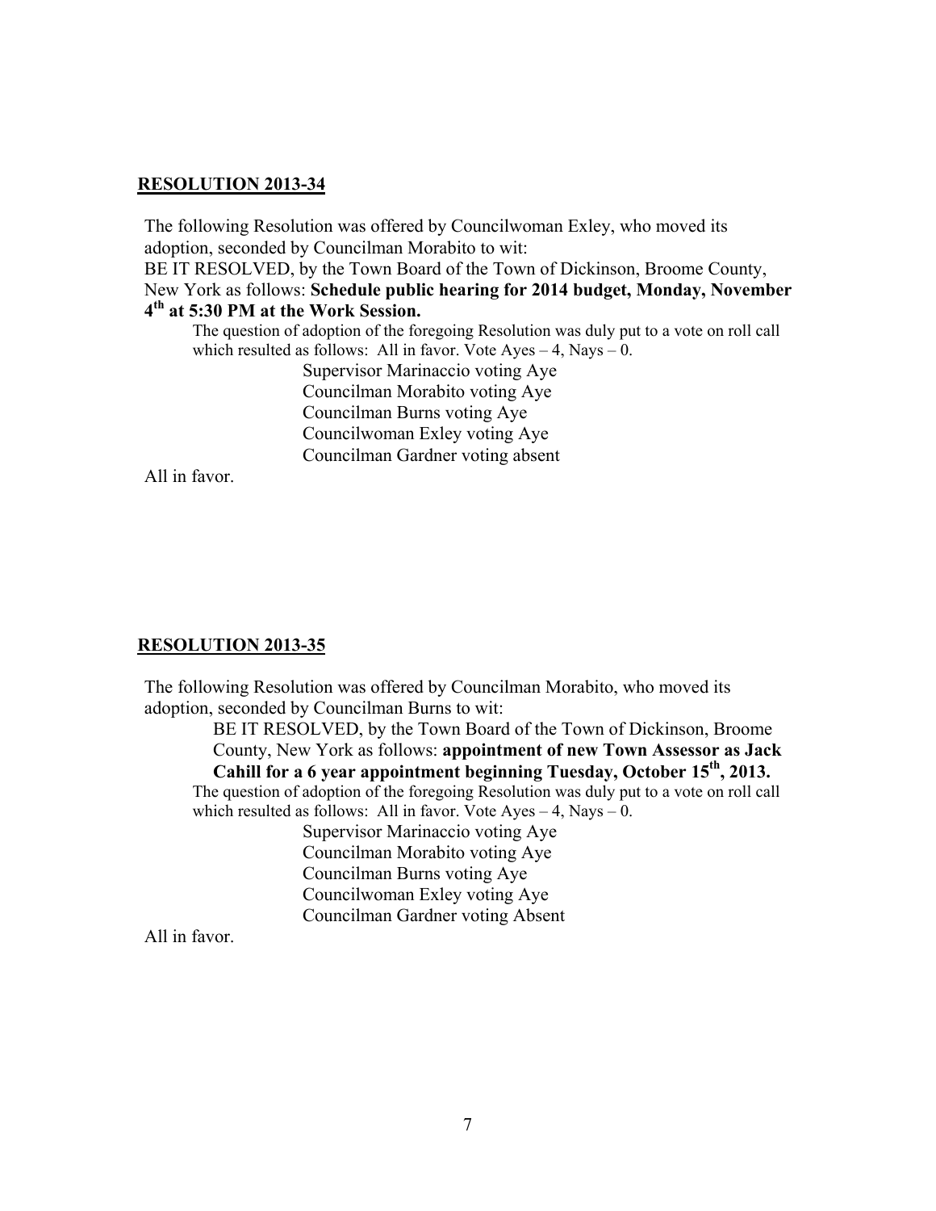**RESOLUTION 2013-34**

The following Resolution was offered by Councilwoman Exley, who moved its adoption, seconded by Councilman Morabito to wit:
BE IT RESOLVED, by the Town Board of the Town of Dickinson, Broome County, New York as follows: **Schedule public hearing for 2014 budget, Monday, November 4th at 5:30 PM at the Work Session.**

The question of adoption of the foregoing Resolution was duly put to a vote on roll call which resulted as follows: All in favor. Vote Ayes – 4, Nays – 0.

Supervisor Marinaccio voting Aye
Councilman Morabito voting Aye
Councilman Burns voting Aye
Councilwoman Exley voting Aye
Councilman Gardner voting absent

All in favor.

**RESOLUTION 2013-35**

The following Resolution was offered by Councilman Morabito, who moved its adoption, seconded by Councilman Burns to wit:

BE IT RESOLVED, by the Town Board of the Town of Dickinson, Broome County, New York as follows: **appointment of new Town Assessor as Jack Cahill for a 6 year appointment beginning Tuesday, October 15th, 2013.**

The question of adoption of the foregoing Resolution was duly put to a vote on roll call which resulted as follows: All in favor. Vote Ayes – 4, Nays – 0.

Supervisor Marinaccio voting Aye
Councilman Morabito voting Aye
Councilman Burns voting Aye
Councilwoman Exley voting Aye
Councilman Gardner voting Absent

All in favor.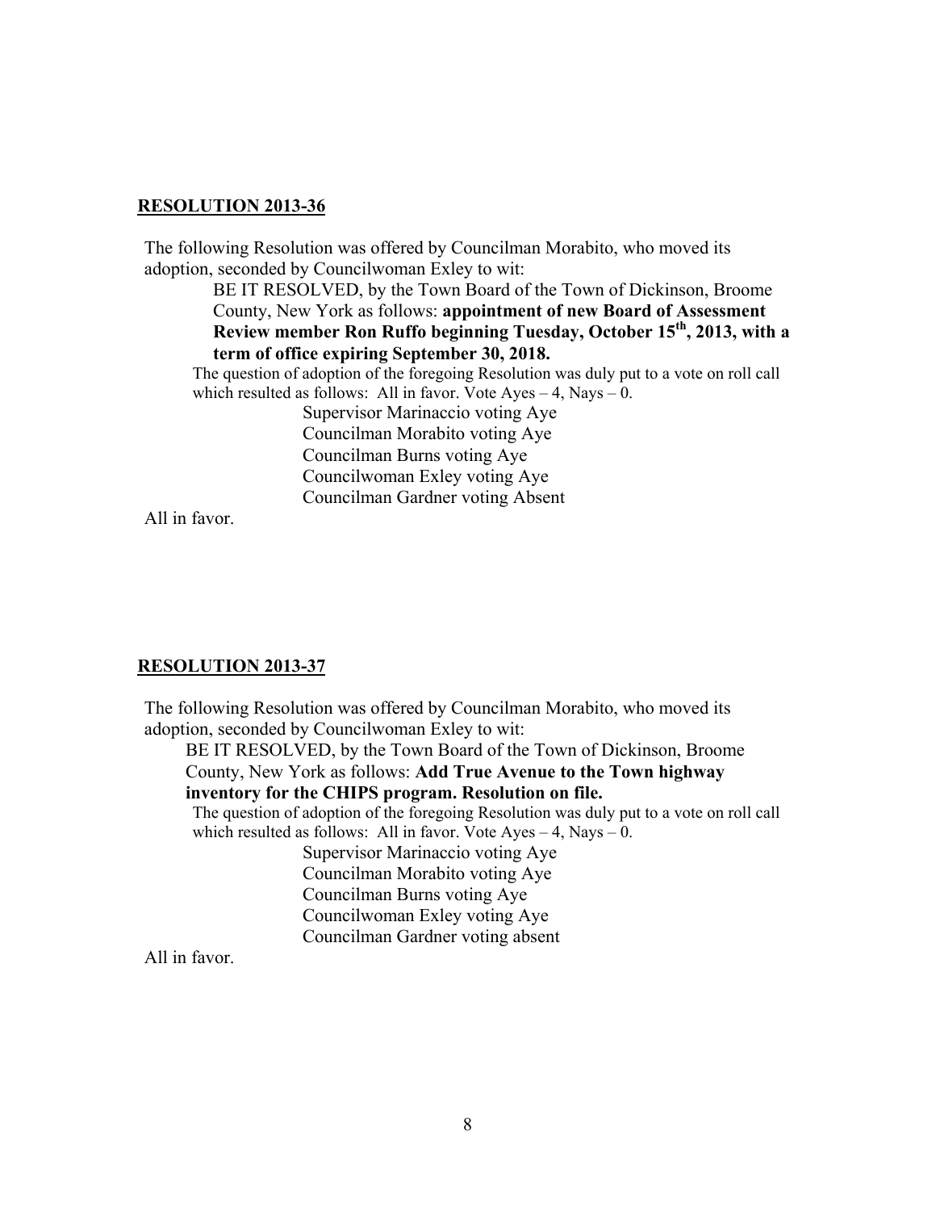**RESOLUTION 2013-36**

The following Resolution was offered by Councilman Morabito, who moved its adoption, seconded by Councilwoman Exley to wit:

BE IT RESOLVED, by the Town Board of the Town of Dickinson, Broome County, New York as follows: **appointment of new Board of Assessment Review member Ron Ruffo beginning Tuesday, October 15th, 2013, with a term of office expiring September 30, 2018.**

The question of adoption of the foregoing Resolution was duly put to a vote on roll call which resulted as follows: All in favor. Vote Ayes – 4, Nays – 0.

Supervisor Marinaccio voting Aye
Councilman Morabito voting Aye
Councilman Burns voting Aye
Councilwoman Exley voting Aye
Councilman Gardner voting Absent

All in favor.

**RESOLUTION 2013-37**

The following Resolution was offered by Councilman Morabito, who moved its adoption, seconded by Councilwoman Exley to wit:

BE IT RESOLVED, by the Town Board of the Town of Dickinson, Broome County, New York as follows: **Add True Avenue to the Town highway inventory for the CHIPS program. Resolution on file.**

The question of adoption of the foregoing Resolution was duly put to a vote on roll call which resulted as follows: All in favor. Vote Ayes – 4, Nays – 0.

Supervisor Marinaccio voting Aye
Councilman Morabito voting Aye
Councilman Burns voting Aye
Councilwoman Exley voting Aye
Councilman Gardner voting absent

All in favor.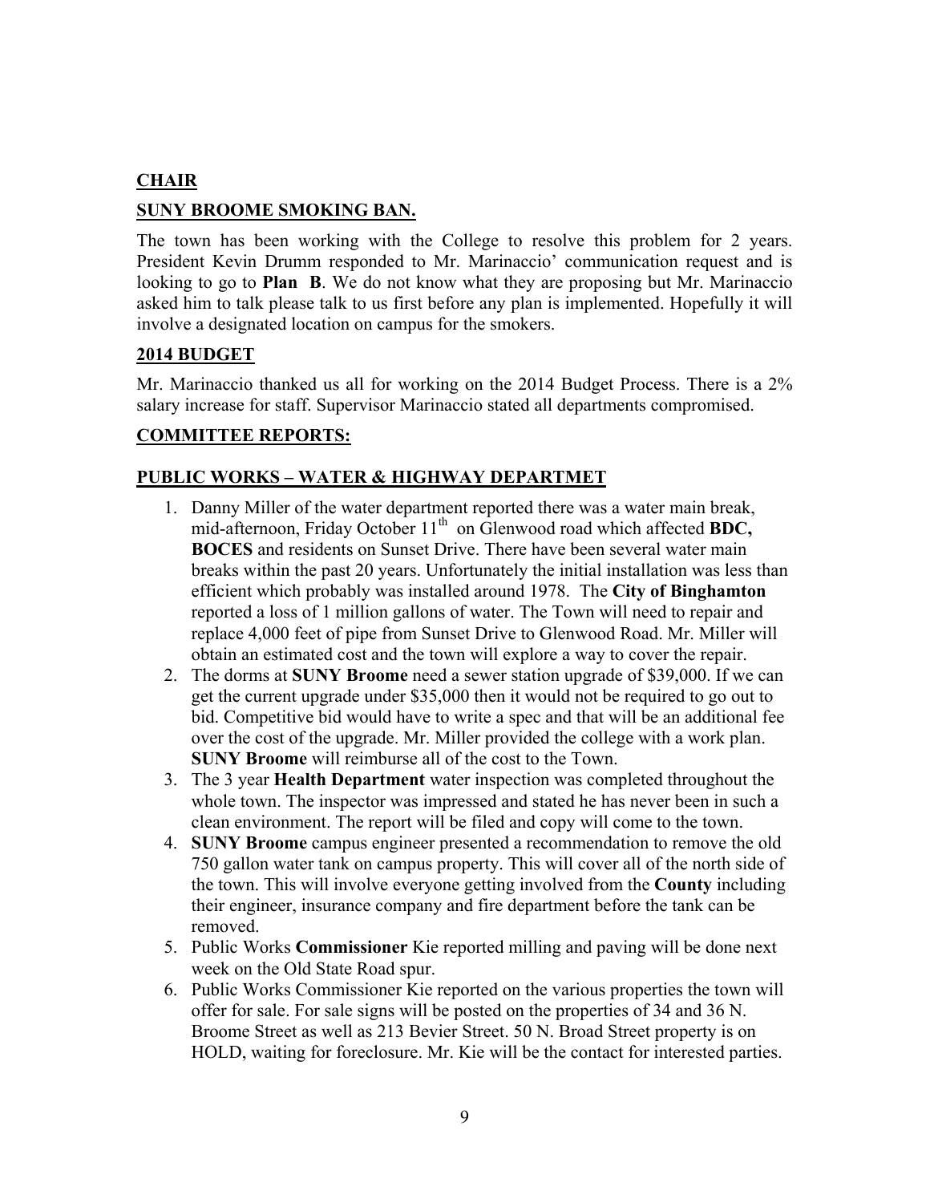**CHAIR**

**SUNY BROOME SMOKING BAN.**

The town has been working with the College to resolve this problem for 2 years. President Kevin Drumm responded to Mr. Marinaccio' communication request and is looking to go to **Plan B**. We do not know what they are proposing but Mr. Marinaccio asked him to talk please talk to us first before any plan is implemented. Hopefully it will involve a designated location on campus for the smokers.

**2014 BUDGET**

Mr. Marinaccio thanked us all for working on the 2014 Budget Process. There is a 2% salary increase for staff. Supervisor Marinaccio stated all departments compromised.

**COMMITTEE REPORTS:**

**PUBLIC WORKS – WATER & HIGHWAY DEPARTMET**

1. Danny Miller of the water department reported there was a water main break, mid-afternoon, Friday October 11th on Glenwood road which affected **BDC, BOCES** and residents on Sunset Drive. There have been several water main breaks within the past 20 years. Unfortunately the initial installation was less than efficient which probably was installed around 1978. The **City of Binghamton** reported a loss of 1 million gallons of water. The Town will need to repair and replace 4,000 feet of pipe from Sunset Drive to Glenwood Road. Mr. Miller will obtain an estimated cost and the town will explore a way to cover the repair.
2. The dorms at **SUNY Broome** need a sewer station upgrade of $39,000. If we can get the current upgrade under $35,000 then it would not be required to go out to bid. Competitive bid would have to write a spec and that will be an additional fee over the cost of the upgrade. Mr. Miller provided the college with a work plan. **SUNY Broome** will reimburse all of the cost to the Town.
3. The 3 year **Health Department** water inspection was completed throughout the whole town. The inspector was impressed and stated he has never been in such a clean environment. The report will be filed and copy will come to the town.
4. **SUNY Broome** campus engineer presented a recommendation to remove the old 750 gallon water tank on campus property. This will cover all of the north side of the town. This will involve everyone getting involved from the **County** including their engineer, insurance company and fire department before the tank can be removed.
5. Public Works **Commissioner** Kie reported milling and paving will be done next week on the Old State Road spur.
6. Public Works Commissioner Kie reported on the various properties the town will offer for sale. For sale signs will be posted on the properties of 34 and 36 N. Broome Street as well as 213 Bevier Street. 50 N. Broad Street property is on HOLD, waiting for foreclosure. Mr. Kie will be the contact for interested parties.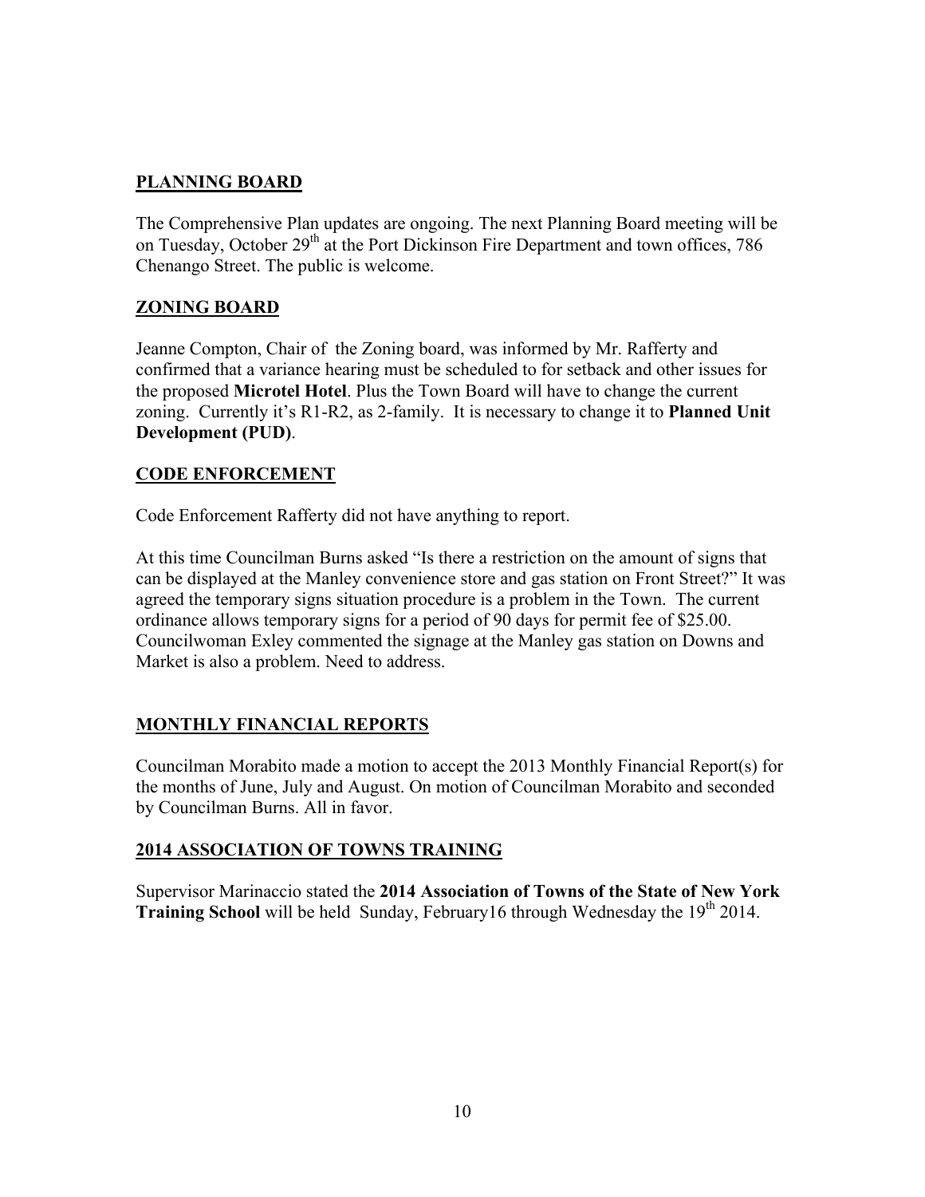## PLANNING BOARD

The Comprehensive Plan updates are ongoing. The next Planning Board meeting will be on Tuesday, October 29th at the Port Dickinson Fire Department and town offices, 786 Chenango Street. The public is welcome.

## ZONING BOARD

Jeanne Compton, Chair of the Zoning board, was informed by Mr. Rafferty and confirmed that a variance hearing must be scheduled to for setback and other issues for the proposed **Microtel Hotel**. Plus the Town Board will have to change the current zoning. Currently it's R1-R2, as 2-family. It is necessary to change it to **Planned Unit Development (PUD)**.

## CODE ENFORCEMENT

Code Enforcement Rafferty did not have anything to report.

At this time Councilman Burns asked "Is there a restriction on the amount of signs that can be displayed at the Manley convenience store and gas station on Front Street?" It was agreed the temporary signs situation procedure is a problem in the Town. The current ordinance allows temporary signs for a period of 90 days for permit fee of $25.00. Councilwoman Exley commented the signage at the Manley gas station on Downs and Market is also a problem. Need to address.

## MONTHLY FINANCIAL REPORTS

Councilman Morabito made a motion to accept the 2013 Monthly Financial Report(s) for the months of June, July and August. On motion of Councilman Morabito and seconded by Councilman Burns. All in favor.

## 2014 ASSOCIATION OF TOWNS TRAINING

Supervisor Marinaccio stated the **2014 Association of Towns of the State of New York Training School** will be held Sunday, February16 through Wednesday the 19th 2014.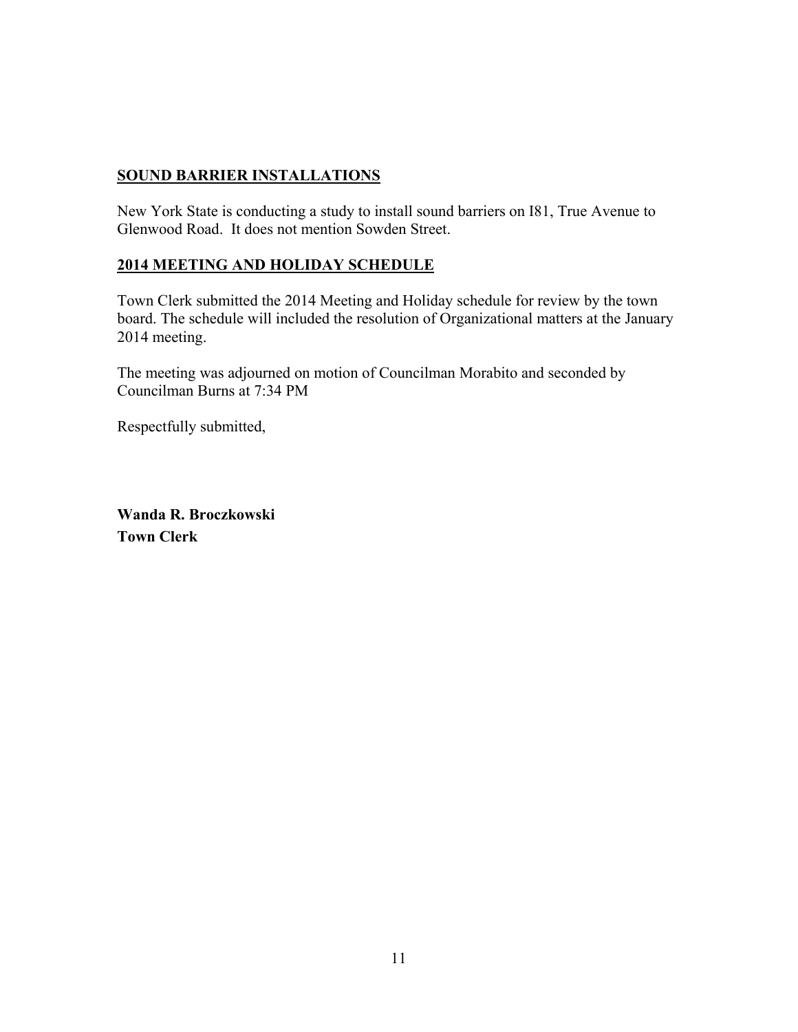**SOUND BARRIER INSTALLATIONS**

New York State is conducting a study to install sound barriers on I81, True Avenue to Glenwood Road. It does not mention Sowden Street.

**2014 MEETING AND HOLIDAY SCHEDULE**

Town Clerk submitted the 2014 Meeting and Holiday schedule for review by the town board. The schedule will included the resolution of Organizational matters at the January 2014 meeting.

The meeting was adjourned on motion of Councilman Morabito and seconded by Councilman Burns at 7:34 PM

Respectfully submitted,

**Wanda R. Broczkowski**
**Town Clerk**